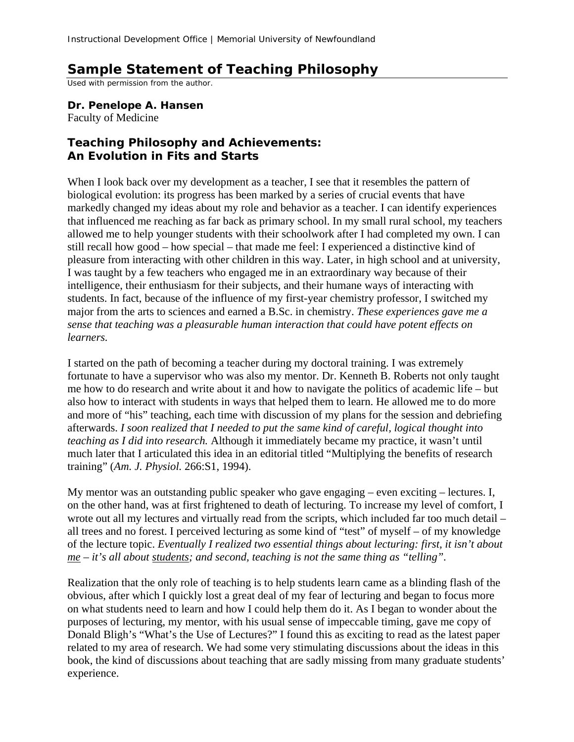# Sample Statement of Teaching Philosophy

Used with permission from the author.

**Dr. Penelope A. Hansen**
Faculty of Medicine

## Teaching Philosophy and Achievements: An Evolution in Fits and Starts

When I look back over my development as a teacher, I see that it resembles the pattern of biological evolution: its progress has been marked by a series of crucial events that have markedly changed my ideas about my role and behavior as a teacher. I can identify experiences that influenced me reaching as far back as primary school. In my small rural school, my teachers allowed me to help younger students with their schoolwork after I had completed my own. I can still recall how good – how special – that made me feel: I experienced a distinctive kind of pleasure from interacting with other children in this way. Later, in high school and at university, I was taught by a few teachers who engaged me in an extraordinary way because of their intelligence, their enthusiasm for their subjects, and their humane ways of interacting with students. In fact, because of the influence of my first-year chemistry professor, I switched my major from the arts to sciences and earned a B.Sc. in chemistry. *These experiences gave me a sense that teaching was a pleasurable human interaction that could have potent effects on learners.*

I started on the path of becoming a teacher during my doctoral training. I was extremely fortunate to have a supervisor who was also my mentor. Dr. Kenneth B. Roberts not only taught me how to do research and write about it and how to navigate the politics of academic life – but also how to interact with students in ways that helped them to learn. He allowed me to do more and more of "his" teaching, each time with discussion of my plans for the session and debriefing afterwards. *I soon realized that I needed to put the same kind of careful, logical thought into teaching as I did into research.* Although it immediately became my practice, it wasn't until much later that I articulated this idea in an editorial titled "Multiplying the benefits of research training" (*Am. J. Physiol.* 266:S1, 1994).

My mentor was an outstanding public speaker who gave engaging – even exciting – lectures. I, on the other hand, was at first frightened to death of lecturing. To increase my level of comfort, I wrote out all my lectures and virtually read from the scripts, which included far too much detail – all trees and no forest. I perceived lecturing as some kind of "test" of myself – of my knowledge of the lecture topic. *Eventually I realized two essential things about lecturing: first, it isn't about <u>me</u> – it's all about <u>students</u>; and second, teaching is not the same thing as "telling".*

Realization that the only role of teaching is to help students learn came as a blinding flash of the obvious, after which I quickly lost a great deal of my fear of lecturing and began to focus more on what students need to learn and how I could help them do it. As I began to wonder about the purposes of lecturing, my mentor, with his usual sense of impeccable timing, gave me copy of Donald Bligh's "What's the Use of Lectures?" I found this as exciting to read as the latest paper related to my area of research. We had some very stimulating discussions about the ideas in this book, the kind of discussions about teaching that are sadly missing from many graduate students' experience.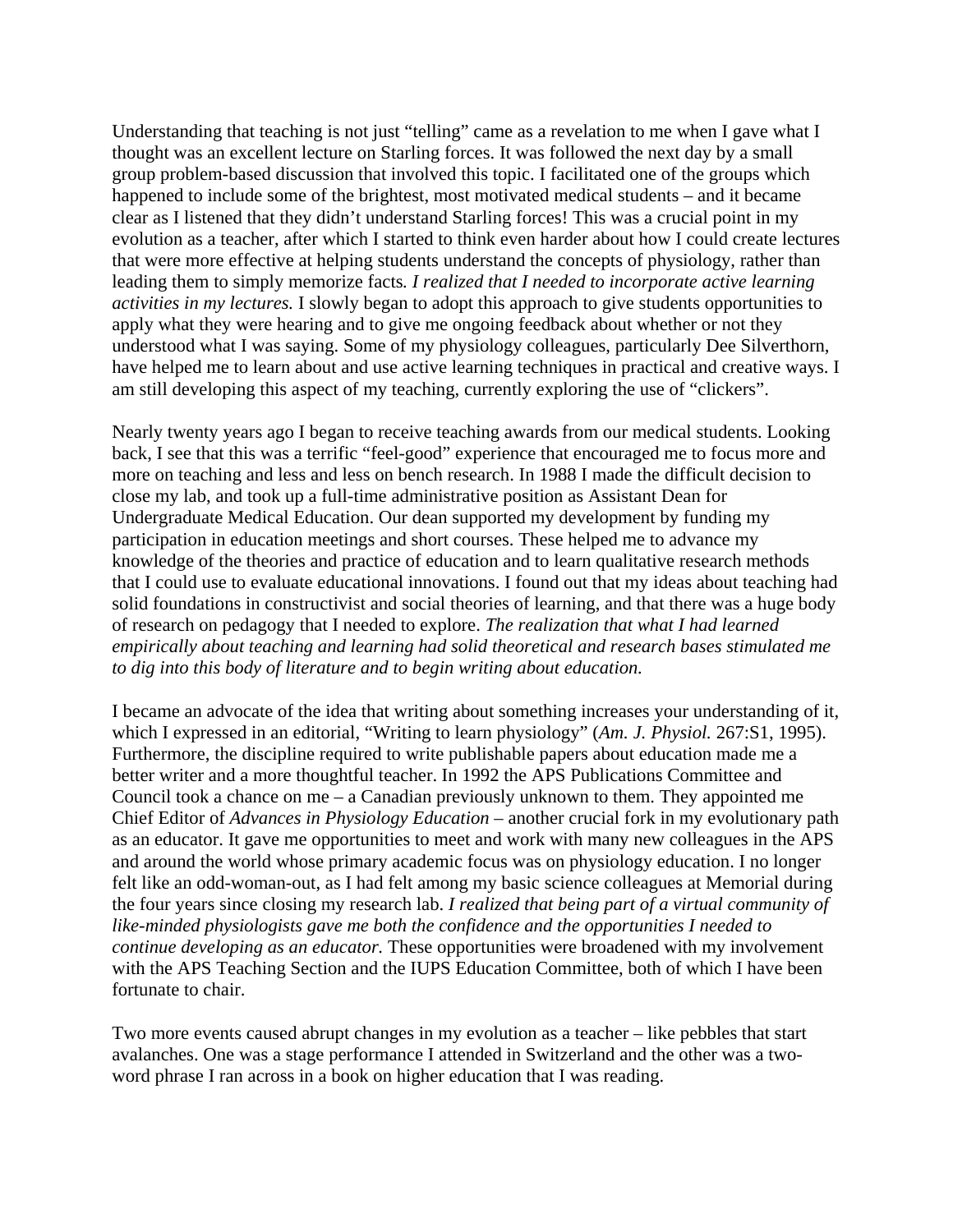Understanding that teaching is not just "telling" came as a revelation to me when I gave what I thought was an excellent lecture on Starling forces. It was followed the next day by a small group problem-based discussion that involved this topic. I facilitated one of the groups which happened to include some of the brightest, most motivated medical students – and it became clear as I listened that they didn't understand Starling forces! This was a crucial point in my evolution as a teacher, after which I started to think even harder about how I could create lectures that were more effective at helping students understand the concepts of physiology, rather than leading them to simply memorize facts. *I realized that I needed to incorporate active learning activities in my lectures.* I slowly began to adopt this approach to give students opportunities to apply what they were hearing and to give me ongoing feedback about whether or not they understood what I was saying. Some of my physiology colleagues, particularly Dee Silverthorn, have helped me to learn about and use active learning techniques in practical and creative ways. I am still developing this aspect of my teaching, currently exploring the use of "clickers".

Nearly twenty years ago I began to receive teaching awards from our medical students. Looking back, I see that this was a terrific "feel-good" experience that encouraged me to focus more and more on teaching and less and less on bench research. In 1988 I made the difficult decision to close my lab, and took up a full-time administrative position as Assistant Dean for Undergraduate Medical Education. Our dean supported my development by funding my participation in education meetings and short courses. These helped me to advance my knowledge of the theories and practice of education and to learn qualitative research methods that I could use to evaluate educational innovations. I found out that my ideas about teaching had solid foundations in constructivist and social theories of learning, and that there was a huge body of research on pedagogy that I needed to explore. *The realization that what I had learned empirically about teaching and learning had solid theoretical and research bases stimulated me to dig into this body of literature and to begin writing about education.*

I became an advocate of the idea that writing about something increases your understanding of it, which I expressed in an editorial, "Writing to learn physiology" (*Am. J. Physiol.* 267:S1, 1995). Furthermore, the discipline required to write publishable papers about education made me a better writer and a more thoughtful teacher. In 1992 the APS Publications Committee and Council took a chance on me – a Canadian previously unknown to them. They appointed me Chief Editor of *Advances in Physiology Education* – another crucial fork in my evolutionary path as an educator. It gave me opportunities to meet and work with many new colleagues in the APS and around the world whose primary academic focus was on physiology education. I no longer felt like an odd-woman-out, as I had felt among my basic science colleagues at Memorial during the four years since closing my research lab. *I realized that being part of a virtual community of like-minded physiologists gave me both the confidence and the opportunities I needed to continue developing as an educator.* These opportunities were broadened with my involvement with the APS Teaching Section and the IUPS Education Committee, both of which I have been fortunate to chair.

Two more events caused abrupt changes in my evolution as a teacher – like pebbles that start avalanches. One was a stage performance I attended in Switzerland and the other was a two-word phrase I ran across in a book on higher education that I was reading.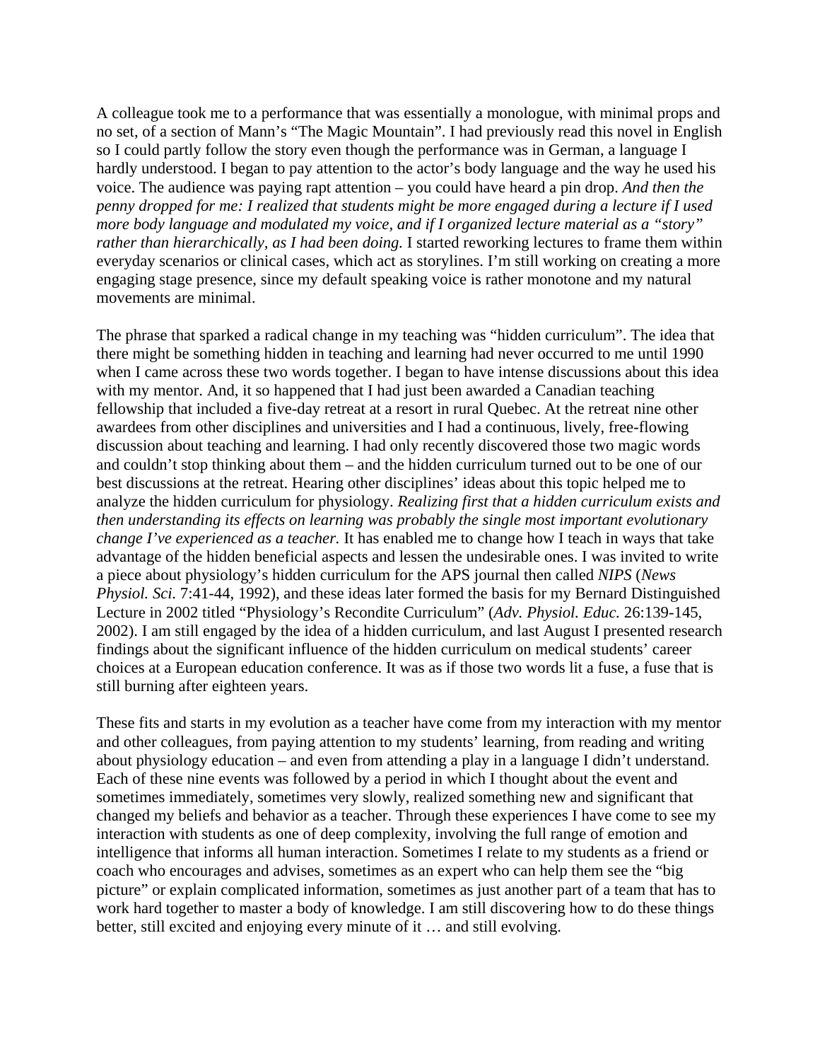A colleague took me to a performance that was essentially a monologue, with minimal props and no set, of a section of Mann's "The Magic Mountain". I had previously read this novel in English so I could partly follow the story even though the performance was in German, a language I hardly understood. I began to pay attention to the actor's body language and the way he used his voice. The audience was paying rapt attention – you could have heard a pin drop. *And then the penny dropped for me: I realized that students might be more engaged during a lecture if I used more body language and modulated my voice, and if I organized lecture material as a "story" rather than hierarchically, as I had been doing.* I started reworking lectures to frame them within everyday scenarios or clinical cases, which act as storylines. I'm still working on creating a more engaging stage presence, since my default speaking voice is rather monotone and my natural movements are minimal.

The phrase that sparked a radical change in my teaching was "hidden curriculum". The idea that there might be something hidden in teaching and learning had never occurred to me until 1990 when I came across these two words together. I began to have intense discussions about this idea with my mentor. And, it so happened that I had just been awarded a Canadian teaching fellowship that included a five-day retreat at a resort in rural Quebec. At the retreat nine other awardees from other disciplines and universities and I had a continuous, lively, free-flowing discussion about teaching and learning. I had only recently discovered those two magic words and couldn't stop thinking about them – and the hidden curriculum turned out to be one of our best discussions at the retreat. Hearing other disciplines' ideas about this topic helped me to analyze the hidden curriculum for physiology. *Realizing first that a hidden curriculum exists and then understanding its effects on learning was probably the single most important evolutionary change I've experienced as a teacher.* It has enabled me to change how I teach in ways that take advantage of the hidden beneficial aspects and lessen the undesirable ones. I was invited to write a piece about physiology's hidden curriculum for the APS journal then called *NIPS* (*News Physiol. Sci.* 7:41-44, 1992), and these ideas later formed the basis for my Bernard Distinguished Lecture in 2002 titled "Physiology's Recondite Curriculum" (*Adv. Physiol. Educ.* 26:139-145, 2002). I am still engaged by the idea of a hidden curriculum, and last August I presented research findings about the significant influence of the hidden curriculum on medical students' career choices at a European education conference. It was as if those two words lit a fuse, a fuse that is still burning after eighteen years.

These fits and starts in my evolution as a teacher have come from my interaction with my mentor and other colleagues, from paying attention to my students' learning, from reading and writing about physiology education – and even from attending a play in a language I didn't understand. Each of these nine events was followed by a period in which I thought about the event and sometimes immediately, sometimes very slowly, realized something new and significant that changed my beliefs and behavior as a teacher. Through these experiences I have come to see my interaction with students as one of deep complexity, involving the full range of emotion and intelligence that informs all human interaction. Sometimes I relate to my students as a friend or coach who encourages and advises, sometimes as an expert who can help them see the "big picture" or explain complicated information, sometimes as just another part of a team that has to work hard together to master a body of knowledge. I am still discovering how to do these things better, still excited and enjoying every minute of it … and still evolving.